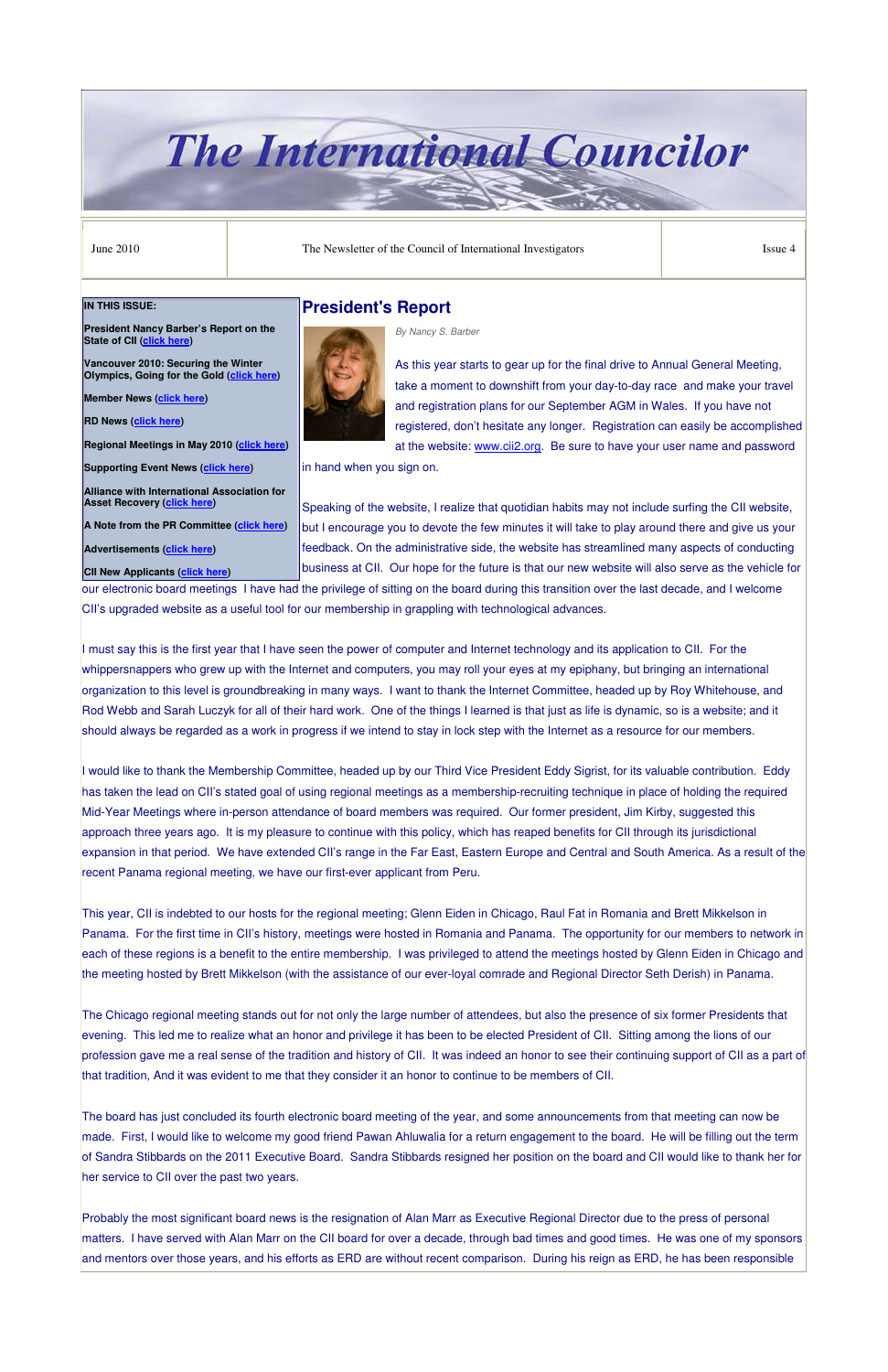# The International Councilor

| June 2010 | The Newsletter of the Council of International Investigators | Issue 4 |
|---|---|---|

**IN THIS ISSUE:**

**President Nancy Barber's Report on the State of CII (click here)**

**Vancouver 2010: Securing the Winter Olympics, Going for the Gold (click here)**

**Member News (click here)**

**RD News (click here)**

**Regional Meetings in May 2010 (click here)**

**Supporting Event News (click here)**

**Alliance with International Association for Asset Recovery (click here)**

**A Note from the PR Committee (click here)**

**Advertisements (click here)**

**CII New Applicants (click here)**

## President's Report

*By Nancy S. Barber*

As this year starts to gear up for the final drive to Annual General Meeting, take a moment to downshift from your day-to-day race and make your travel and registration plans for our September AGM in Wales. If you have not registered, don't hesitate any longer. Registration can easily be accomplished at the website: www.cii2.org. Be sure to have your user name and password in hand when you sign on.

Speaking of the website, I realize that quotidian habits may not include surfing the CII website, but I encourage you to devote the few minutes it will take to play around there and give us your feedback. On the administrative side, the website has streamlined many aspects of conducting business at CII. Our hope for the future is that our new website will also serve as the vehicle for our electronic board meetings I have had the privilege of sitting on the board during this transition over the last decade, and I welcome CII's upgraded website as a useful tool for our membership in grappling with technological advances.

I must say this is the first year that I have seen the power of computer and Internet technology and its application to CII. For the whippersnappers who grew up with the Internet and computers, you may roll your eyes at my epiphany, but bringing an international organization to this level is groundbreaking in many ways. I want to thank the Internet Committee, headed up by Roy Whitehouse, and Rod Webb and Sarah Luczyk for all of their hard work. One of the things I learned is that just as life is dynamic, so is a website; and it should always be regarded as a work in progress if we intend to stay in lock step with the Internet as a resource for our members.

I would like to thank the Membership Committee, headed up by our Third Vice President Eddy Sigrist, for its valuable contribution. Eddy has taken the lead on CII's stated goal of using regional meetings as a membership-recruiting technique in place of holding the required Mid-Year Meetings where in-person attendance of board members was required. Our former president, Jim Kirby, suggested this approach three years ago. It is my pleasure to continue with this policy, which has reaped benefits for CII through its jurisdictional expansion in that period. We have extended CII's range in the Far East, Eastern Europe and Central and South America. As a result of the recent Panama regional meeting, we have our first-ever applicant from Peru.

This year, CII is indebted to our hosts for the regional meeting; Glenn Eiden in Chicago, Raul Fat in Romania and Brett Mikkelson in Panama. For the first time in CII's history, meetings were hosted in Romania and Panama. The opportunity for our members to network in each of these regions is a benefit to the entire membership. I was privileged to attend the meetings hosted by Glenn Eiden in Chicago and the meeting hosted by Brett Mikkelson (with the assistance of our ever-loyal comrade and Regional Director Seth Derish) in Panama.

The Chicago regional meeting stands out for not only the large number of attendees, but also the presence of six former Presidents that evening. This led me to realize what an honor and privilege it has been to be elected President of CII. Sitting among the lions of our profession gave me a real sense of the tradition and history of CII. It was indeed an honor to see their continuing support of CII as a part of that tradition, And it was evident to me that they consider it an honor to continue to be members of CII.

The board has just concluded its fourth electronic board meeting of the year, and some announcements from that meeting can now be made. First, I would like to welcome my good friend Pawan Ahluwalia for a return engagement to the board. He will be filling out the term of Sandra Stibbards on the 2011 Executive Board. Sandra Stibbards resigned her position on the board and CII would like to thank her for her service to CII over the past two years.

Probably the most significant board news is the resignation of Alan Marr as Executive Regional Director due to the press of personal matters. I have served with Alan Marr on the CII board for over a decade, through bad times and good times. He was one of my sponsors and mentors over those years, and his efforts as ERD are without recent comparison. During his reign as ERD, he has been responsible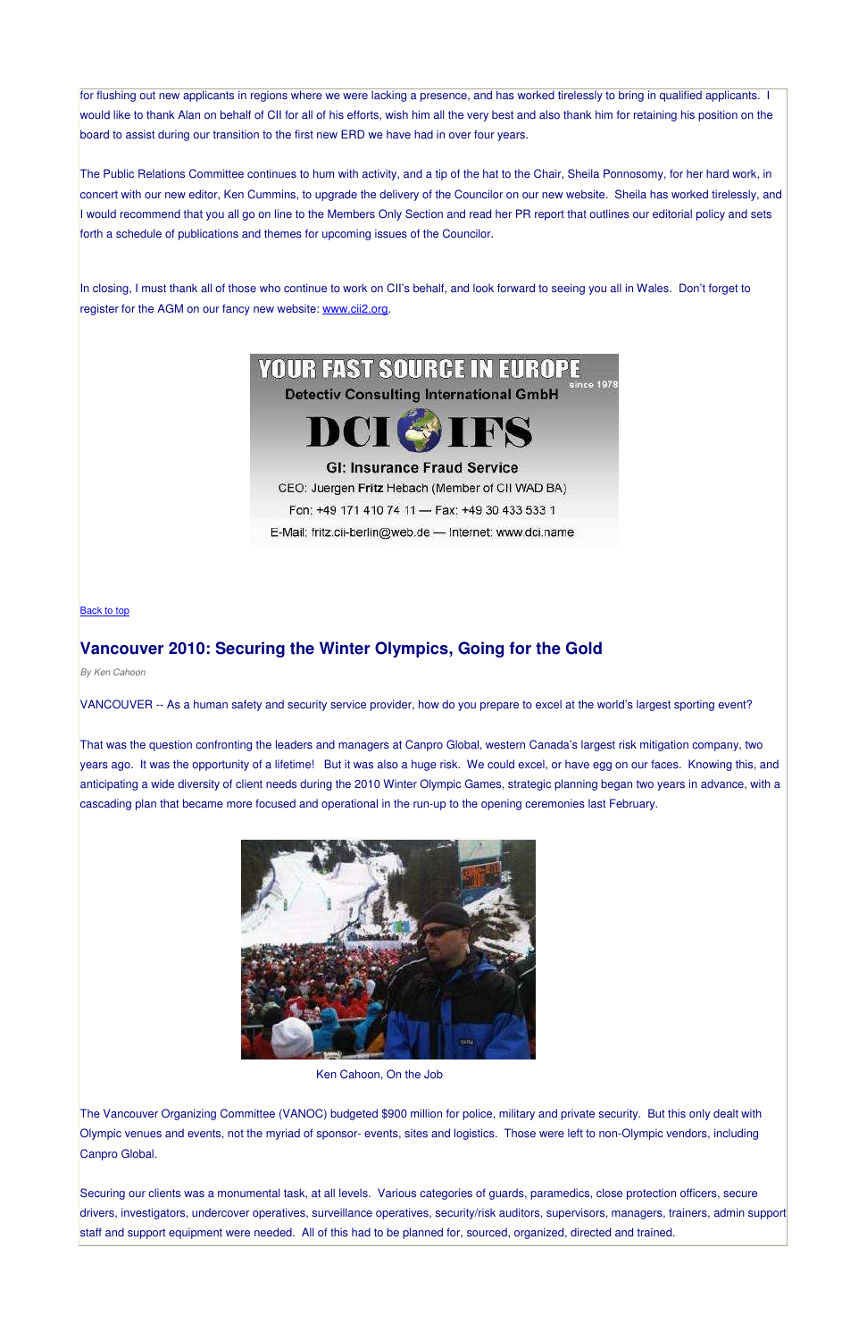for flushing out new applicants in regions where we were lacking a presence, and has worked tirelessly to bring in qualified applicants. I would like to thank Alan on behalf of CII for all of his efforts, wish him all the very best and also thank him for retaining his position on the board to assist during our transition to the first new ERD we have had in over four years.

The Public Relations Committee continues to hum with activity, and a tip of the hat to the Chair, Sheila Ponnosomy, for her hard work, in concert with our new editor, Ken Cummins, to upgrade the delivery of the Councilor on our new website. Sheila has worked tirelessly, and I would recommend that you all go on line to the Members Only Section and read her PR report that outlines our editorial policy and sets forth a schedule of publications and themes for upcoming issues of the Councilor.

In closing, I must thank all of those who continue to work on CII's behalf, and look forward to seeing you all in Wales. Don't forget to register for the AGM on our fancy new website: www.cii2.org.

YOUR FAST SOURCE IN EUROPE since 1978
Detectiv Consulting International GmbH
DCI IFS
GI: Insurance Fraud Service
CEO: Juergen **Fritz** Hebach (Member of CII WAD BA)
Fon: +49 171 410 74 11 — Fax: +49 30 433 533 1
E-Mail: fritz.cii-berlin@web.de — Internet: www.dci.name

Back to top

## Vancouver 2010: Securing the Winter Olympics, Going for the Gold

*By Ken Cahoon*

VANCOUVER -- As a human safety and security service provider, how do you prepare to excel at the world's largest sporting event?

That was the question confronting the leaders and managers at Canpro Global, western Canada's largest risk mitigation company, two years ago. It was the opportunity of a lifetime! But it was also a huge risk. We could excel, or have egg on our faces. Knowing this, and anticipating a wide diversity of client needs during the 2010 Winter Olympic Games, strategic planning began two years in advance, with a cascading plan that became more focused and operational in the run-up to the opening ceremonies last February.

Ken Cahoon, On the Job

The Vancouver Organizing Committee (VANOC) budgeted $900 million for police, military and private security. But this only dealt with Olympic venues and events, not the myriad of sponsor- events, sites and logistics. Those were left to non-Olympic vendors, including Canpro Global.

Securing our clients was a monumental task, at all levels. Various categories of guards, paramedics, close protection officers, secure drivers, investigators, undercover operatives, surveillance operatives, security/risk auditors, supervisors, managers, trainers, admin support staff and support equipment were needed. All of this had to be planned for, sourced, organized, directed and trained.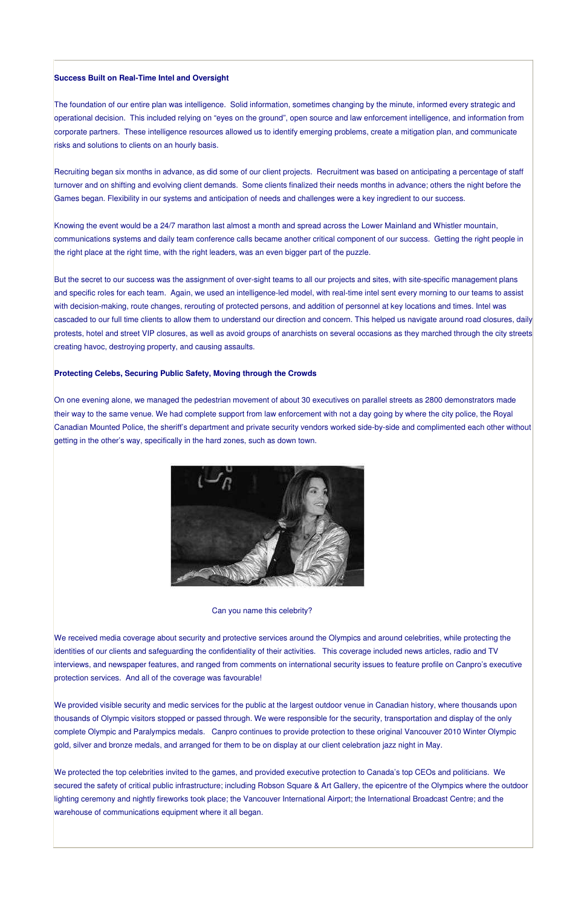**Success Built on Real-Time Intel and Oversight**

The foundation of our entire plan was intelligence. Solid information, sometimes changing by the minute, informed every strategic and operational decision. This included relying on "eyes on the ground", open source and law enforcement intelligence, and information from corporate partners. These intelligence resources allowed us to identify emerging problems, create a mitigation plan, and communicate risks and solutions to clients on an hourly basis.

Recruiting began six months in advance, as did some of our client projects. Recruitment was based on anticipating a percentage of staff turnover and on shifting and evolving client demands. Some clients finalized their needs months in advance; others the night before the Games began. Flexibility in our systems and anticipation of needs and challenges were a key ingredient to our success.

Knowing the event would be a 24/7 marathon last almost a month and spread across the Lower Mainland and Whistler mountain, communications systems and daily team conference calls became another critical component of our success. Getting the right people in the right place at the right time, with the right leaders, was an even bigger part of the puzzle.

But the secret to our success was the assignment of over-sight teams to all our projects and sites, with site-specific management plans and specific roles for each team. Again, we used an intelligence-led model, with real-time intel sent every morning to our teams to assist with decision-making, route changes, rerouting of protected persons, and addition of personnel at key locations and times. Intel was cascaded to our full time clients to allow them to understand our direction and concern. This helped us navigate around road closures, daily protests, hotel and street VIP closures, as well as avoid groups of anarchists on several occasions as they marched through the city streets creating havoc, destroying property, and causing assaults.

**Protecting Celebs, Securing Public Safety, Moving through the Crowds**

On one evening alone, we managed the pedestrian movement of about 30 executives on parallel streets as 2800 demonstrators made their way to the same venue. We had complete support from law enforcement with not a day going by where the city police, the Royal Canadian Mounted Police, the sheriff's department and private security vendors worked side-by-side and complimented each other without getting in the other's way, specifically in the hard zones, such as down town.

Can you name this celebrity?

We received media coverage about security and protective services around the Olympics and around celebrities, while protecting the identities of our clients and safeguarding the confidentiality of their activities. This coverage included news articles, radio and TV interviews, and newspaper features, and ranged from comments on international security issues to feature profile on Canpro's executive protection services. And all of the coverage was favourable!

We provided visible security and medic services for the public at the largest outdoor venue in Canadian history, where thousands upon thousands of Olympic visitors stopped or passed through. We were responsible for the security, transportation and display of the only complete Olympic and Paralympics medals. Canpro continues to provide protection to these original Vancouver 2010 Winter Olympic gold, silver and bronze medals, and arranged for them to be on display at our client celebration jazz night in May.

We protected the top celebrities invited to the games, and provided executive protection to Canada's top CEOs and politicians. We secured the safety of critical public infrastructure; including Robson Square & Art Gallery, the epicentre of the Olympics where the outdoor lighting ceremony and nightly fireworks took place; the Vancouver International Airport; the International Broadcast Centre; and the warehouse of communications equipment where it all began.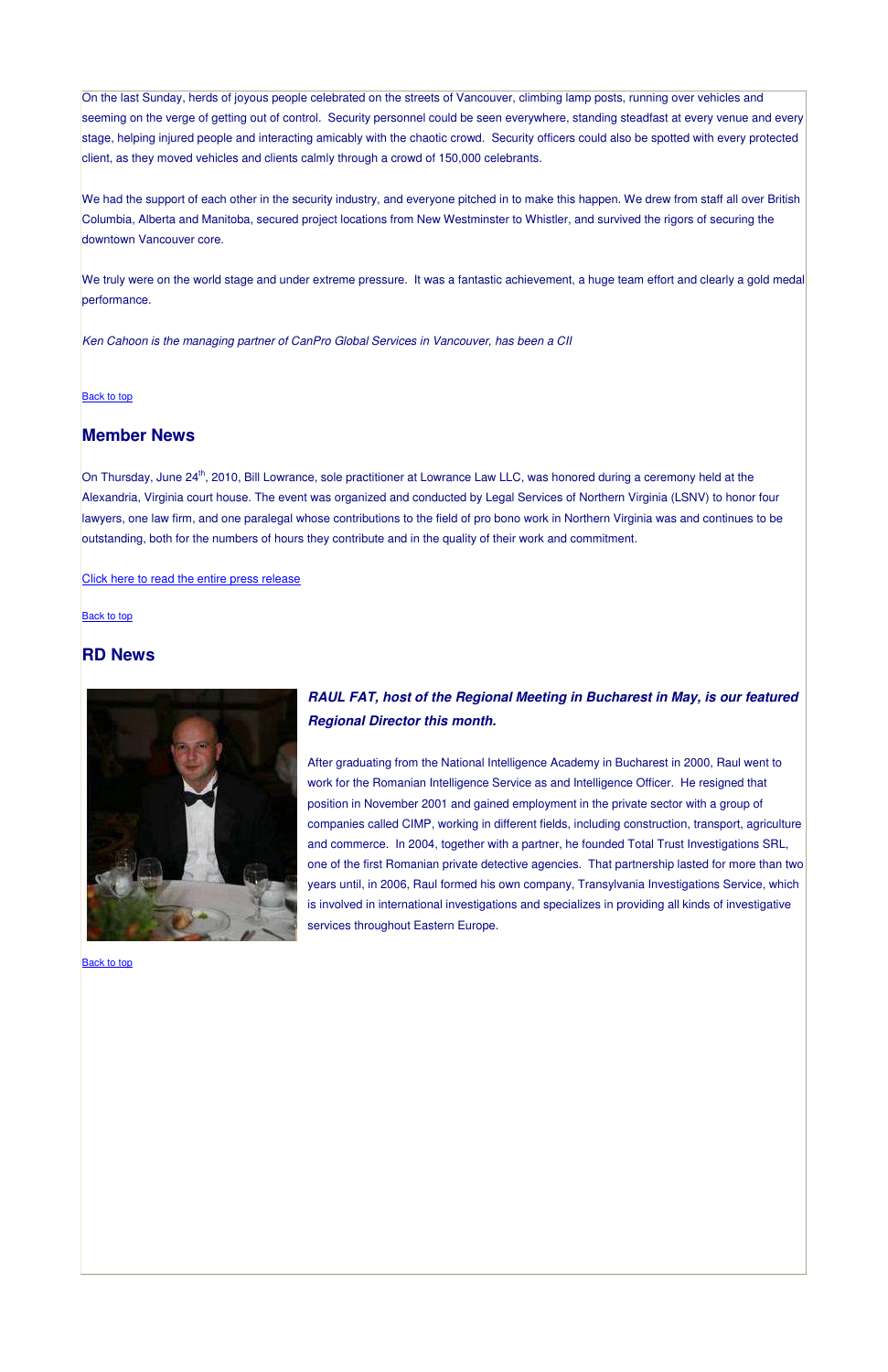On the last Sunday, herds of joyous people celebrated on the streets of Vancouver, climbing lamp posts, running over vehicles and seeming on the verge of getting out of control. Security personnel could be seen everywhere, standing steadfast at every venue and every stage, helping injured people and interacting amicably with the chaotic crowd. Security officers could also be spotted with every protected client, as they moved vehicles and clients calmly through a crowd of 150,000 celebrants.

We had the support of each other in the security industry, and everyone pitched in to make this happen. We drew from staff all over British Columbia, Alberta and Manitoba, secured project locations from New Westminster to Whistler, and survived the rigors of securing the downtown Vancouver core.

We truly were on the world stage and under extreme pressure. It was a fantastic achievement, a huge team effort and clearly a gold medal performance.

*Ken Cahoon is the managing partner of CanPro Global Services in Vancouver, has been a CII*

Back to top

## Member News

On Thursday, June 24th, 2010, Bill Lowrance, sole practitioner at Lowrance Law LLC, was honored during a ceremony held at the Alexandria, Virginia court house. The event was organized and conducted by Legal Services of Northern Virginia (LSNV) to honor four lawyers, one law firm, and one paralegal whose contributions to the field of pro bono work in Northern Virginia was and continues to be outstanding, both for the numbers of hours they contribute and in the quality of their work and commitment.

Click here to read the entire press release

Back to top

## RD News

***RAUL FAT, host of the Regional Meeting in Bucharest in May, is our featured Regional Director this month.***

After graduating from the National Intelligence Academy in Bucharest in 2000, Raul went to work for the Romanian Intelligence Service as and Intelligence Officer. He resigned that position in November 2001 and gained employment in the private sector with a group of companies called CIMP, working in different fields, including construction, transport, agriculture and commerce. In 2004, together with a partner, he founded Total Trust Investigations SRL, one of the first Romanian private detective agencies. That partnership lasted for more than two years until, in 2006, Raul formed his own company, Transylvania Investigations Service, which is involved in international investigations and specializes in providing all kinds of investigative services throughout Eastern Europe.

Back to top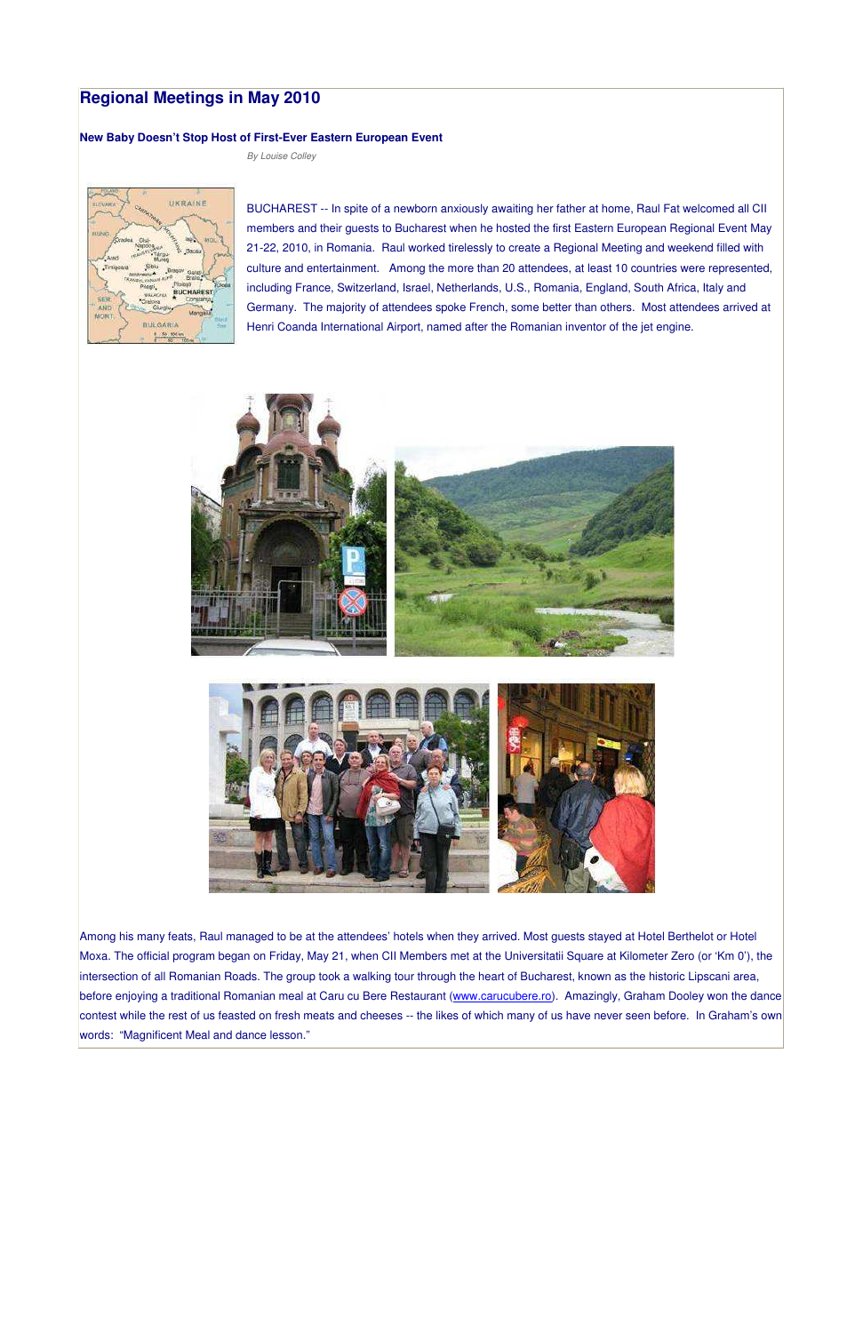## Regional Meetings in May 2010

### New Baby Doesn't Stop Host of First-Ever Eastern European Event

*By Louise Colley*

BUCHAREST -- In spite of a newborn anxiously awaiting her father at home, Raul Fat welcomed all CII members and their guests to Bucharest when he hosted the first Eastern European Regional Event May 21-22, 2010, in Romania. Raul worked tirelessly to create a Regional Meeting and weekend filled with culture and entertainment. Among the more than 20 attendees, at least 10 countries were represented, including France, Switzerland, Israel, Netherlands, U.S., Romania, England, South Africa, Italy and Germany. The majority of attendees spoke French, some better than others. Most attendees arrived at Henri Coanda International Airport, named after the Romanian inventor of the jet engine.

Among his many feats, Raul managed to be at the attendees' hotels when they arrived. Most guests stayed at Hotel Berthelot or Hotel Moxa. The official program began on Friday, May 21, when CII Members met at the Universitatii Square at Kilometer Zero (or 'Km 0'), the intersection of all Romanian Roads. The group took a walking tour through the heart of Bucharest, known as the historic Lipscani area, before enjoying a traditional Romanian meal at Caru cu Bere Restaurant (www.carucubere.ro). Amazingly, Graham Dooley won the dance contest while the rest of us feasted on fresh meats and cheeses -- the likes of which many of us have never seen before. In Graham's own words: "Magnificent Meal and dance lesson."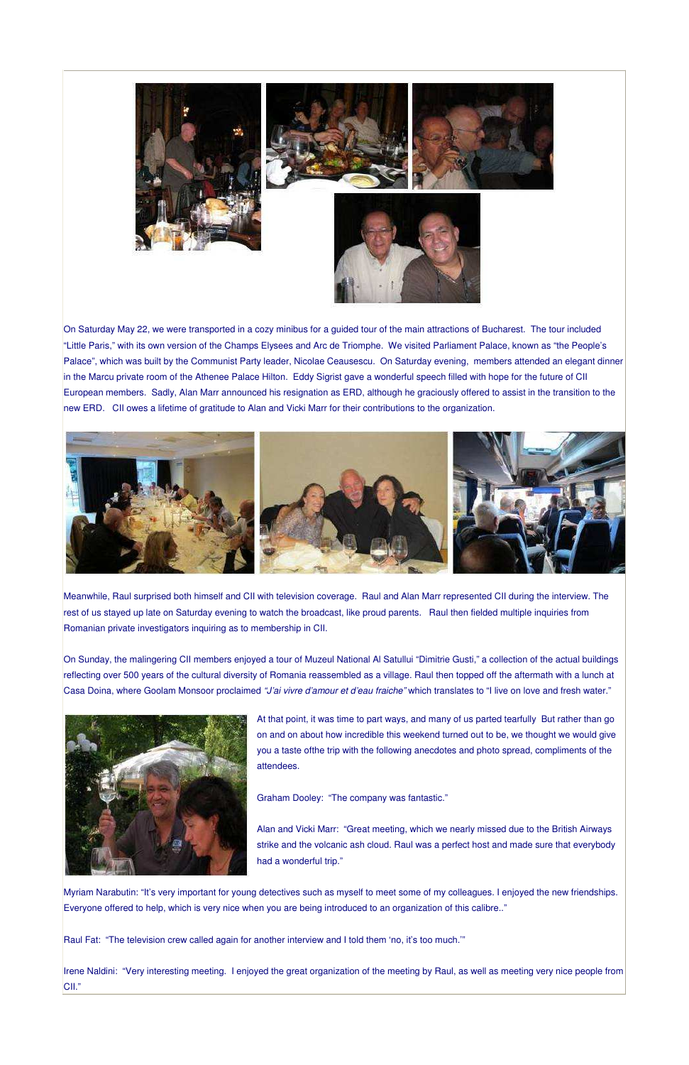On Saturday May 22, we were transported in a cozy minibus for a guided tour of the main attractions of Bucharest. The tour included "Little Paris," with its own version of the Champs Elysees and Arc de Triomphe. We visited Parliament Palace, known as "the People's Palace", which was built by the Communist Party leader, Nicolae Ceausescu. On Saturday evening, members attended an elegant dinner in the Marcu private room of the Athenee Palace Hilton. Eddy Sigrist gave a wonderful speech filled with hope for the future of CII European members. Sadly, Alan Marr announced his resignation as ERD, although he graciously offered to assist in the transition to the new ERD. CII owes a lifetime of gratitude to Alan and Vicki Marr for their contributions to the organization.

Meanwhile, Raul surprised both himself and CII with television coverage. Raul and Alan Marr represented CII during the interview. The rest of us stayed up late on Saturday evening to watch the broadcast, like proud parents. Raul then fielded multiple inquiries from Romanian private investigators inquiring as to membership in CII.

On Sunday, the malingering CII members enjoyed a tour of Muzeul National Al Satullui "Dimitrie Gusti," a collection of the actual buildings reflecting over 500 years of the cultural diversity of Romania reassembled as a village. Raul then topped off the aftermath with a lunch at Casa Doina, where Goolam Monsoor proclaimed *"J'ai vivre d'amour et d'eau fraiche"* which translates to "I live on love and fresh water."

At that point, it was time to part ways, and many of us parted tearfully But rather than go on and on about how incredible this weekend turned out to be, we thought we would give you a taste ofthe trip with the following anecdotes and photo spread, compliments of the attendees.

Graham Dooley: "The company was fantastic."

Alan and Vicki Marr: "Great meeting, which we nearly missed due to the British Airways strike and the volcanic ash cloud. Raul was a perfect host and made sure that everybody had a wonderful trip."

Myriam Narabutin: "It's very important for young detectives such as myself to meet some of my colleagues. I enjoyed the new friendships. Everyone offered to help, which is very nice when you are being introduced to an organization of this calibre.."

Raul Fat: "The television crew called again for another interview and I told them 'no, it's too much.'"

Irene Naldini: "Very interesting meeting. I enjoyed the great organization of the meeting by Raul, as well as meeting very nice people from CII."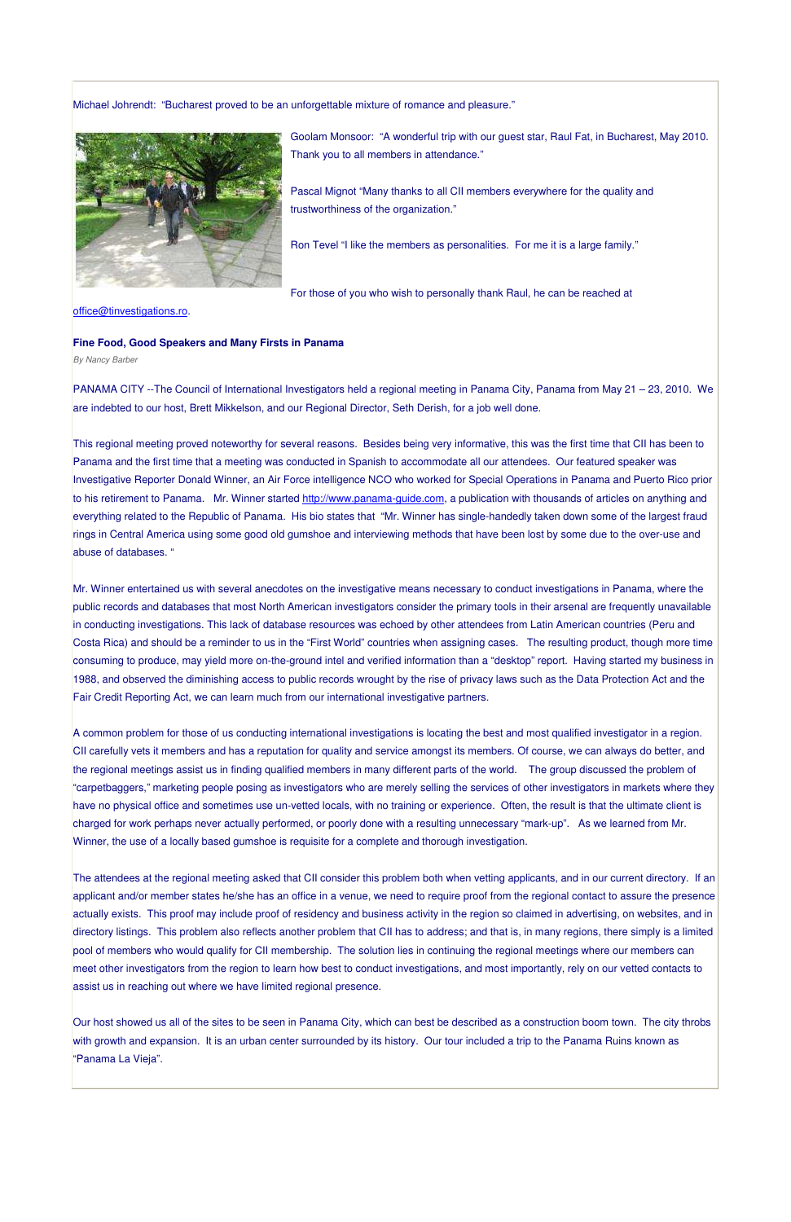Michael Johrendt: "Bucharest proved to be an unforgettable mixture of romance and pleasure."

Goolam Monsoor: "A wonderful trip with our guest star, Raul Fat, in Bucharest, May 2010. Thank you to all members in attendance."

Pascal Mignot "Many thanks to all CII members everywhere for the quality and trustworthiness of the organization."

Ron Tevel "I like the members as personalities. For me it is a large family."

For those of you who wish to personally thank Raul, he can be reached at office@tinvestigations.ro.

### Fine Food, Good Speakers and Many Firsts in Panama

*By Nancy Barber*

PANAMA CITY --The Council of International Investigators held a regional meeting in Panama City, Panama from May 21 – 23, 2010. We are indebted to our host, Brett Mikkelson, and our Regional Director, Seth Derish, for a job well done.

This regional meeting proved noteworthy for several reasons. Besides being very informative, this was the first time that CII has been to Panama and the first time that a meeting was conducted in Spanish to accommodate all our attendees. Our featured speaker was Investigative Reporter Donald Winner, an Air Force intelligence NCO who worked for Special Operations in Panama and Puerto Rico prior to his retirement to Panama. Mr. Winner started http://www.panama-guide.com, a publication with thousands of articles on anything and everything related to the Republic of Panama. His bio states that "Mr. Winner has single-handedly taken down some of the largest fraud rings in Central America using some good old gumshoe and interviewing methods that have been lost by some due to the over-use and abuse of databases. "

Mr. Winner entertained us with several anecdotes on the investigative means necessary to conduct investigations in Panama, where the public records and databases that most North American investigators consider the primary tools in their arsenal are frequently unavailable in conducting investigations. This lack of database resources was echoed by other attendees from Latin American countries (Peru and Costa Rica) and should be a reminder to us in the "First World" countries when assigning cases. The resulting product, though more time consuming to produce, may yield more on-the-ground intel and verified information than a "desktop" report. Having started my business in 1988, and observed the diminishing access to public records wrought by the rise of privacy laws such as the Data Protection Act and the Fair Credit Reporting Act, we can learn much from our international investigative partners.

A common problem for those of us conducting international investigations is locating the best and most qualified investigator in a region. CII carefully vets it members and has a reputation for quality and service amongst its members. Of course, we can always do better, and the regional meetings assist us in finding qualified members in many different parts of the world. The group discussed the problem of "carpetbaggers," marketing people posing as investigators who are merely selling the services of other investigators in markets where they have no physical office and sometimes use un-vetted locals, with no training or experience. Often, the result is that the ultimate client is charged for work perhaps never actually performed, or poorly done with a resulting unnecessary "mark-up". As we learned from Mr. Winner, the use of a locally based gumshoe is requisite for a complete and thorough investigation.

The attendees at the regional meeting asked that CII consider this problem both when vetting applicants, and in our current directory. If an applicant and/or member states he/she has an office in a venue, we need to require proof from the regional contact to assure the presence actually exists. This proof may include proof of residency and business activity in the region so claimed in advertising, on websites, and in directory listings. This problem also reflects another problem that CII has to address; and that is, in many regions, there simply is a limited pool of members who would qualify for CII membership. The solution lies in continuing the regional meetings where our members can meet other investigators from the region to learn how best to conduct investigations, and most importantly, rely on our vetted contacts to assist us in reaching out where we have limited regional presence.

Our host showed us all of the sites to be seen in Panama City, which can best be described as a construction boom town. The city throbs with growth and expansion. It is an urban center surrounded by its history. Our tour included a trip to the Panama Ruins known as "Panama La Vieja".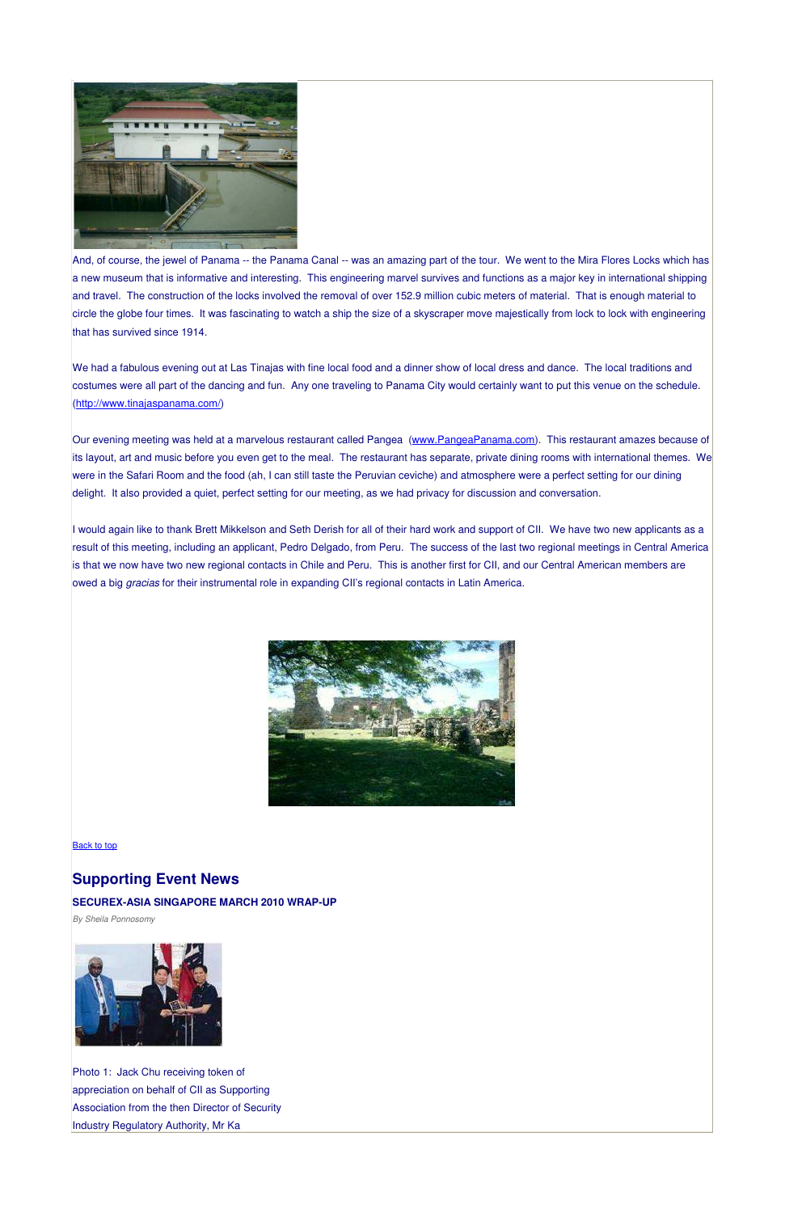And, of course, the jewel of Panama -- the Panama Canal -- was an amazing part of the tour. We went to the Mira Flores Locks which has a new museum that is informative and interesting. This engineering marvel survives and functions as a major key in international shipping and travel. The construction of the locks involved the removal of over 152.9 million cubic meters of material. That is enough material to circle the globe four times. It was fascinating to watch a ship the size of a skyscraper move majestically from lock to lock with engineering that has survived since 1914.

We had a fabulous evening out at Las Tinajas with fine local food and a dinner show of local dress and dance. The local traditions and costumes were all part of the dancing and fun. Any one traveling to Panama City would certainly want to put this venue on the schedule. (http://www.tinajaspanama.com/)

Our evening meeting was held at a marvelous restaurant called Pangea (www.PangeaPanama.com). This restaurant amazes because of its layout, art and music before you even get to the meal. The restaurant has separate, private dining rooms with international themes. We were in the Safari Room and the food (ah, I can still taste the Peruvian ceviche) and atmosphere were a perfect setting for our dining delight. It also provided a quiet, perfect setting for our meeting, as we had privacy for discussion and conversation.

I would again like to thank Brett Mikkelson and Seth Derish for all of their hard work and support of CII. We have two new applicants as a result of this meeting, including an applicant, Pedro Delgado, from Peru. The success of the last two regional meetings in Central America is that we now have two new regional contacts in Chile and Peru. This is another first for CII, and our Central American members are owed a big *gracias* for their instrumental role in expanding CII's regional contacts in Latin America.

Back to top

## Supporting Event News

**SECUREX-ASIA SINGAPORE MARCH 2010 WRAP-UP**

*By Sheila Ponnosomy*

Photo 1: Jack Chu receiving token of appreciation on behalf of CII as Supporting Association from the then Director of Security Industry Regulatory Authority, Mr Ka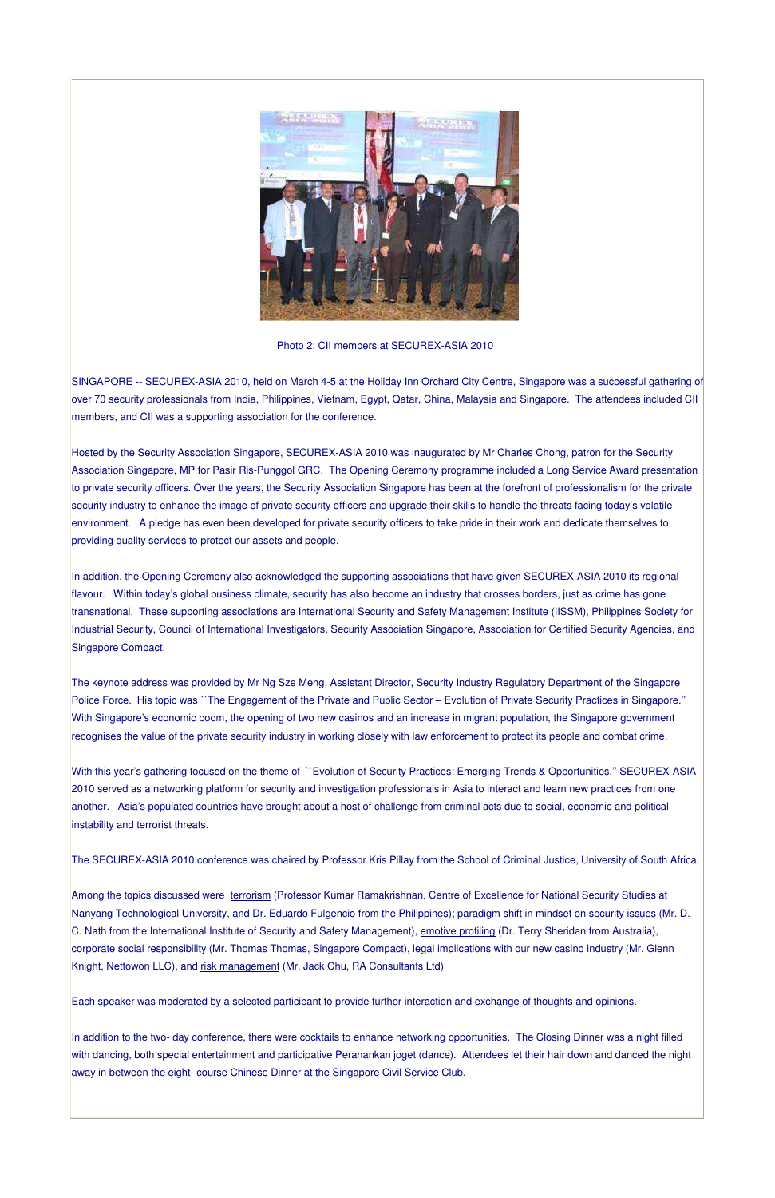Photo 2: CII members at SECUREX-ASIA 2010

SINGAPORE -- SECUREX-ASIA 2010, held on March 4-5 at the Holiday Inn Orchard City Centre, Singapore was a successful gathering of over 70 security professionals from India, Philippines, Vietnam, Egypt, Qatar, China, Malaysia and Singapore. The attendees included CII members, and CII was a supporting association for the conference.

Hosted by the Security Association Singapore, SECUREX-ASIA 2010 was inaugurated by Mr Charles Chong, patron for the Security Association Singapore, MP for Pasir Ris-Punggol GRC. The Opening Ceremony programme included a Long Service Award presentation to private security officers. Over the years, the Security Association Singapore has been at the forefront of professionalism for the private security industry to enhance the image of private security officers and upgrade their skills to handle the threats facing today's volatile environment. A pledge has even been developed for private security officers to take pride in their work and dedicate themselves to providing quality services to protect our assets and people.

In addition, the Opening Ceremony also acknowledged the supporting associations that have given SECUREX-ASIA 2010 its regional flavour. Within today's global business climate, security has also become an industry that crosses borders, just as crime has gone transnational. These supporting associations are International Security and Safety Management Institute (IISSM), Philippines Society for Industrial Security, Council of International Investigators, Security Association Singapore, Association for Certified Security Agencies, and Singapore Compact.

The keynote address was provided by Mr Ng Sze Meng, Assistant Director, Security Industry Regulatory Department of the Singapore Police Force. His topic was ``The Engagement of the Private and Public Sector – Evolution of Private Security Practices in Singapore.'' With Singapore's economic boom, the opening of two new casinos and an increase in migrant population, the Singapore government recognises the value of the private security industry in working closely with law enforcement to protect its people and combat crime.

With this year's gathering focused on the theme of ``Evolution of Security Practices: Emerging Trends & Opportunities,'' SECUREX-ASIA 2010 served as a networking platform for security and investigation professionals in Asia to interact and learn new practices from one another. Asia's populated countries have brought about a host of challenge from criminal acts due to social, economic and political instability and terrorist threats.

The SECUREX-ASIA 2010 conference was chaired by Professor Kris Pillay from the School of Criminal Justice, University of South Africa.

Among the topics discussed were terrorism (Professor Kumar Ramakrishnan, Centre of Excellence for National Security Studies at Nanyang Technological University, and Dr. Eduardo Fulgencio from the Philippines); paradigm shift in mindset on security issues (Mr. D. C. Nath from the International Institute of Security and Safety Management), emotive profiling (Dr. Terry Sheridan from Australia), corporate social responsibility (Mr. Thomas Thomas, Singapore Compact), legal implications with our new casino industry (Mr. Glenn Knight, Nettowon LLC), and risk management (Mr. Jack Chu, RA Consultants Ltd)

Each speaker was moderated by a selected participant to provide further interaction and exchange of thoughts and opinions.

In addition to the two- day conference, there were cocktails to enhance networking opportunities. The Closing Dinner was a night filled with dancing, both special entertainment and participative Peranankan joget (dance). Attendees let their hair down and danced the night away in between the eight- course Chinese Dinner at the Singapore Civil Service Club.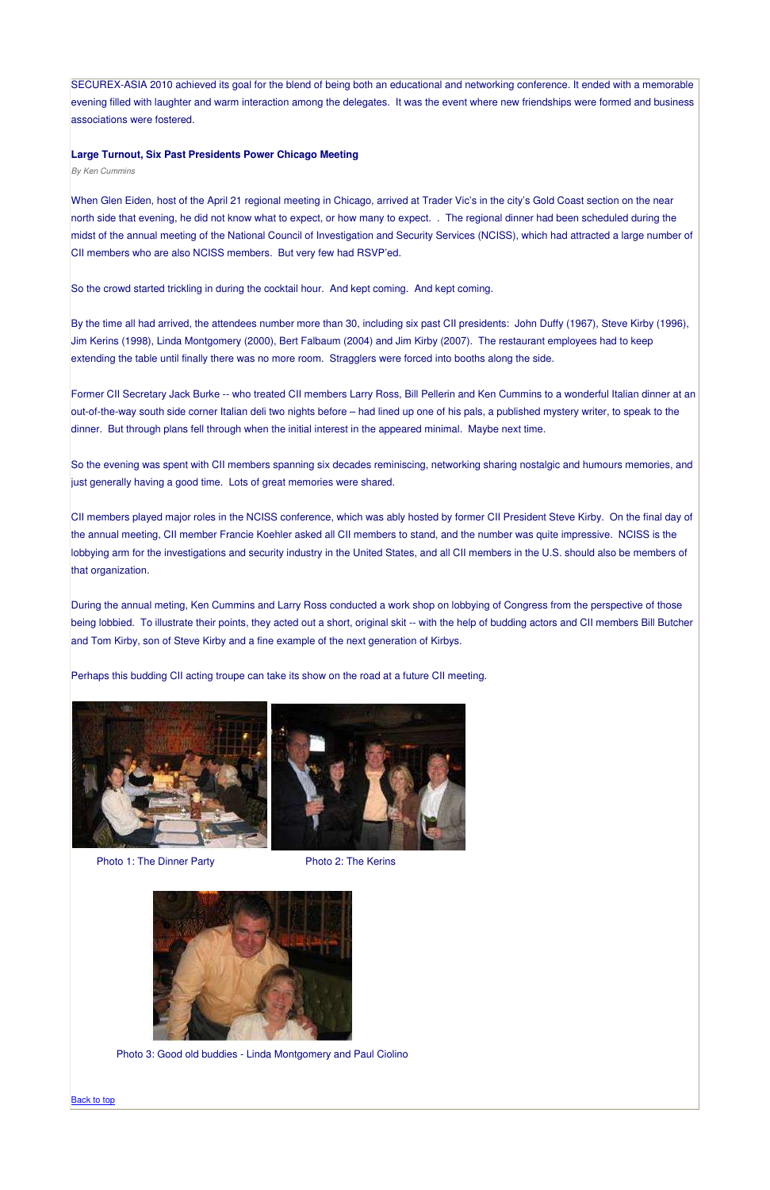SECUREX-ASIA 2010 achieved its goal for the blend of being both an educational and networking conference. It ended with a memorable evening filled with laughter and warm interaction among the delegates. It was the event where new friendships were formed and business associations were fostered.

### Large Turnout, Six Past Presidents Power Chicago Meeting

*By Ken Cummins*

When Glen Eiden, host of the April 21 regional meeting in Chicago, arrived at Trader Vic's in the city's Gold Coast section on the near north side that evening, he did not know what to expect, or how many to expect. . The regional dinner had been scheduled during the midst of the annual meeting of the National Council of Investigation and Security Services (NCISS), which had attracted a large number of CII members who are also NCISS members. But very few had RSVP'ed.

So the crowd started trickling in during the cocktail hour. And kept coming. And kept coming.

By the time all had arrived, the attendees number more than 30, including six past CII presidents: John Duffy (1967), Steve Kirby (1996), Jim Kerins (1998), Linda Montgomery (2000), Bert Falbaum (2004) and Jim Kirby (2007). The restaurant employees had to keep extending the table until finally there was no more room. Stragglers were forced into booths along the side.

Former CII Secretary Jack Burke -- who treated CII members Larry Ross, Bill Pellerin and Ken Cummins to a wonderful Italian dinner at an out-of-the-way south side corner Italian deli two nights before – had lined up one of his pals, a published mystery writer, to speak to the dinner. But through plans fell through when the initial interest in the appeared minimal. Maybe next time.

So the evening was spent with CII members spanning six decades reminiscing, networking sharing nostalgic and humours memories, and just generally having a good time. Lots of great memories were shared.

CII members played major roles in the NCISS conference, which was ably hosted by former CII President Steve Kirby. On the final day of the annual meeting, CII member Francie Koehler asked all CII members to stand, and the number was quite impressive. NCISS is the lobbying arm for the investigations and security industry in the United States, and all CII members in the U.S. should also be members of that organization.

During the annual meting, Ken Cummins and Larry Ross conducted a work shop on lobbying of Congress from the perspective of those being lobbied. To illustrate their points, they acted out a short, original skit -- with the help of budding actors and CII members Bill Butcher and Tom Kirby, son of Steve Kirby and a fine example of the next generation of Kirbys.

Perhaps this budding CII acting troupe can take its show on the road at a future CII meeting.

Photo 1: The Dinner Party

Photo 2: The Kerins

Photo 3: Good old buddies - Linda Montgomery and Paul Ciolino

Back to top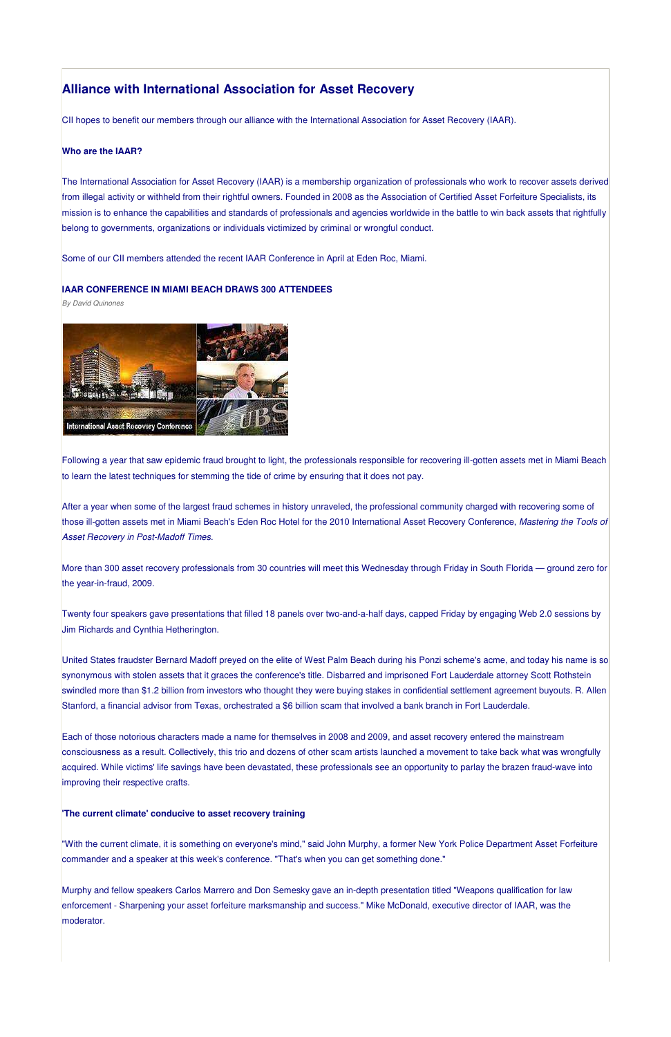## Alliance with International Association for Asset Recovery

CII hopes to benefit our members through our alliance with the International Association for Asset Recovery (IAAR).

### Who are the IAAR?

The International Association for Asset Recovery (IAAR) is a membership organization of professionals who work to recover assets derived from illegal activity or withheld from their rightful owners. Founded in 2008 as the Association of Certified Asset Forfeiture Specialists, its mission is to enhance the capabilities and standards of professionals and agencies worldwide in the battle to win back assets that rightfully belong to governments, organizations or individuals victimized by criminal or wrongful conduct.

Some of our CII members attended the recent IAAR Conference in April at Eden Roc, Miami.

### IAAR CONFERENCE IN MIAMI BEACH DRAWS 300 ATTENDEES

*By David Quinones*

Following a year that saw epidemic fraud brought to light, the professionals responsible for recovering ill-gotten assets met in Miami Beach to learn the latest techniques for stemming the tide of crime by ensuring that it does not pay.

After a year when some of the largest fraud schemes in history unraveled, the professional community charged with recovering some of those ill-gotten assets met in Miami Beach's Eden Roc Hotel for the 2010 International Asset Recovery Conference, *Mastering the Tools of Asset Recovery in Post-Madoff Times.*

More than 300 asset recovery professionals from 30 countries will meet this Wednesday through Friday in South Florida — ground zero for the year-in-fraud, 2009.

Twenty four speakers gave presentations that filled 18 panels over two-and-a-half days, capped Friday by engaging Web 2.0 sessions by Jim Richards and Cynthia Hetherington.

United States fraudster Bernard Madoff preyed on the elite of West Palm Beach during his Ponzi scheme's acme, and today his name is so synonymous with stolen assets that it graces the conference's title. Disbarred and imprisoned Fort Lauderdale attorney Scott Rothstein swindled more than $1.2 billion from investors who thought they were buying stakes in confidential settlement agreement buyouts. R. Allen Stanford, a financial advisor from Texas, orchestrated a $6 billion scam that involved a bank branch in Fort Lauderdale.

Each of those notorious characters made a name for themselves in 2008 and 2009, and asset recovery entered the mainstream consciousness as a result. Collectively, this trio and dozens of other scam artists launched a movement to take back what was wrongfully acquired. While victims' life savings have been devastated, these professionals see an opportunity to parlay the brazen fraud-wave into improving their respective crafts.

#### 'The current climate' conducive to asset recovery training

"With the current climate, it is something on everyone's mind," said John Murphy, a former New York Police Department Asset Forfeiture commander and a speaker at this week's conference. "That's when you can get something done."

Murphy and fellow speakers Carlos Marrero and Don Semesky gave an in-depth presentation titled "Weapons qualification for law enforcement - Sharpening your asset forfeiture marksmanship and success." Mike McDonald, executive director of IAAR, was the moderator.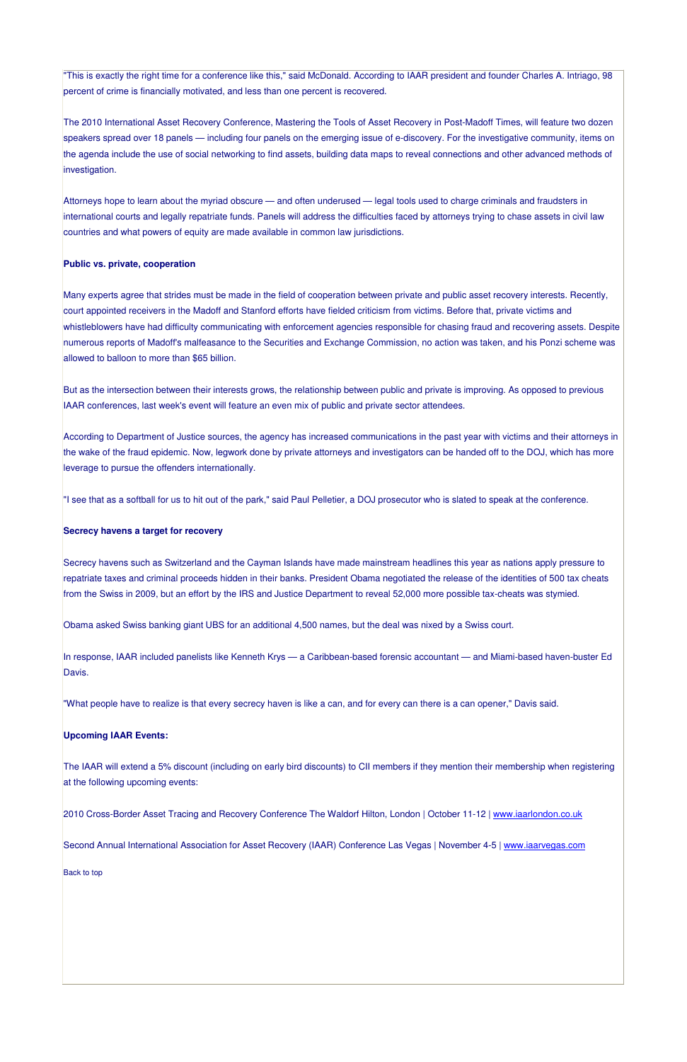"This is exactly the right time for a conference like this," said McDonald. According to IAAR president and founder Charles A. Intriago, 98 percent of crime is financially motivated, and less than one percent is recovered.

The 2010 International Asset Recovery Conference, Mastering the Tools of Asset Recovery in Post-Madoff Times, will feature two dozen speakers spread over 18 panels — including four panels on the emerging issue of e-discovery. For the investigative community, items on the agenda include the use of social networking to find assets, building data maps to reveal connections and other advanced methods of investigation.

Attorneys hope to learn about the myriad obscure — and often underused — legal tools used to charge criminals and fraudsters in international courts and legally repatriate funds. Panels will address the difficulties faced by attorneys trying to chase assets in civil law countries and what powers of equity are made available in common law jurisdictions.

**Public vs. private, cooperation**

Many experts agree that strides must be made in the field of cooperation between private and public asset recovery interests. Recently, court appointed receivers in the Madoff and Stanford efforts have fielded criticism from victims. Before that, private victims and whistleblowers have had difficulty communicating with enforcement agencies responsible for chasing fraud and recovering assets. Despite numerous reports of Madoff's malfeasance to the Securities and Exchange Commission, no action was taken, and his Ponzi scheme was allowed to balloon to more than $65 billion.

But as the intersection between their interests grows, the relationship between public and private is improving. As opposed to previous IAAR conferences, last week's event will feature an even mix of public and private sector attendees.

According to Department of Justice sources, the agency has increased communications in the past year with victims and their attorneys in the wake of the fraud epidemic. Now, legwork done by private attorneys and investigators can be handed off to the DOJ, which has more leverage to pursue the offenders internationally.

"I see that as a softball for us to hit out of the park," said Paul Pelletier, a DOJ prosecutor who is slated to speak at the conference.

**Secrecy havens a target for recovery**

Secrecy havens such as Switzerland and the Cayman Islands have made mainstream headlines this year as nations apply pressure to repatriate taxes and criminal proceeds hidden in their banks. President Obama negotiated the release of the identities of 500 tax cheats from the Swiss in 2009, but an effort by the IRS and Justice Department to reveal 52,000 more possible tax-cheats was stymied.

Obama asked Swiss banking giant UBS for an additional 4,500 names, but the deal was nixed by a Swiss court.

In response, IAAR included panelists like Kenneth Krys — a Caribbean-based forensic accountant — and Miami-based haven-buster Ed Davis.

"What people have to realize is that every secrecy haven is like a can, and for every can there is a can opener," Davis said.

**Upcoming IAAR Events:**

The IAAR will extend a 5% discount (including on early bird discounts) to CII members if they mention their membership when registering at the following upcoming events:

2010 Cross-Border Asset Tracing and Recovery Conference The Waldorf Hilton, London | October 11-12 | www.iaarlondon.co.uk

Second Annual International Association for Asset Recovery (IAAR) Conference Las Vegas | November 4-5 | www.iaarvegas.com

Back to top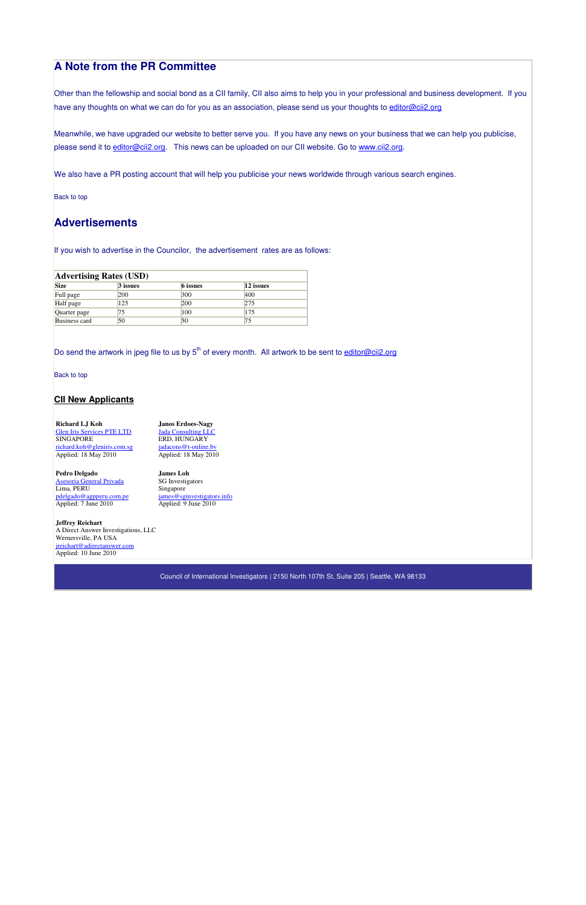## A Note from the PR Committee

Other than the fellowship and social bond as a CII family, CII also aims to help you in your professional and business development. If you have any thoughts on what we can do for you as an association, please send us your thoughts to editor@cii2.org

Meanwhile, we have upgraded our website to better serve you. If you have any news on your business that we can help you publicise, please send it to editor@cii2.org. This news can be uploaded on our CII website. Go to www.cii2.org.

We also have a PR posting account that will help you publicise your news worldwide through various search engines.

Back to top

## Advertisements

If you wish to advertise in the Councilor, the advertisement rates are as follows:

**Advertising Rates (USD)**

| Size | 3 issues | 6 issues | 12 issues |
|---|---|---|---|
| Full page | 200 | 300 | 400 |
| Half page | 125 | 200 | 275 |
| Quarter page | 75 | 100 | 175 |
| Business card | 50 | 50 | 75 |

Do send the artwork in jpeg file to us by 5th of every month. All artwork to be sent to editor@cii2.org

Back to top

## CII New Applicants

**Richard LJ Koh**
Glen Iris Services PTE LTD
SINGAPORE
richard.koh@gleniris.com.sg
Applied: 18 May 2010

**Janos Erdoes-Nagy**
Jada Consulting LLC
ERD, HUNGARY
jadacons@t-online.hu
Applied: 18 May 2010

**Pedro Delgado**
Asesoria General Privada
Lima, PERU
pdelgado@agpperu.com.pe
Applied: 7 June 2010

**James Loh**
SG Investigators
Singapore
james@sginvestigators.info
Applied: 9 June 2010

**Jeffrey Reichart**
A Direct Answer Investigations, LLC
Wernersville, PA USA
jreichart@adirectanswer.com
Applied: 10 June 2010

Council of International Investigators | 2150 North 107th St, Suite 205 | Seattle, WA 98133